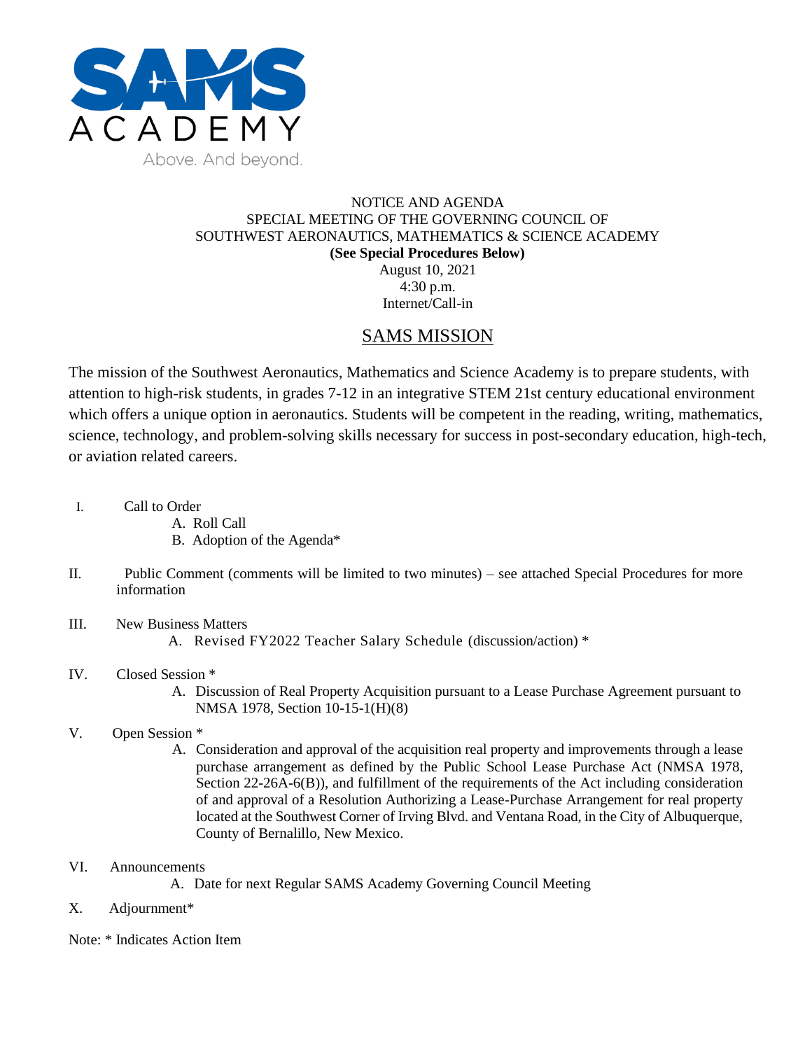SAMS ACADEMY

Above. And beyond.

NOTICE AND AGENDA
SPECIAL MEETING OF THE GOVERNING COUNCIL OF
SOUTHWEST AERONAUTICS, MATHEMATICS & SCIENCE ACADEMY
**(See Special Procedures Below)**
August 10, 2021
4:30 p.m.
Internet/Call-in

## SAMS MISSION

The mission of the Southwest Aeronautics, Mathematics and Science Academy is to prepare students, with attention to high-risk students, in grades 7-12 in an integrative STEM 21st century educational environment which offers a unique option in aeronautics. Students will be competent in the reading, writing, mathematics, science, technology, and problem-solving skills necessary for success in post-secondary education, high-tech, or aviation related careers.

I. Call to Order
   A. Roll Call
   B. Adoption of the Agenda*

II. Public Comment (comments will be limited to two minutes) – see attached Special Procedures for more information

III. New Business Matters
   A. Revised FY2022 Teacher Salary Schedule (discussion/action) *

IV. Closed Session *
   A. Discussion of Real Property Acquisition pursuant to a Lease Purchase Agreement pursuant to NMSA 1978, Section 10-15-1(H)(8)

V. Open Session *
   A. Consideration and approval of the acquisition real property and improvements through a lease purchase arrangement as defined by the Public School Lease Purchase Act (NMSA 1978, Section 22-26A-6(B)), and fulfillment of the requirements of the Act including consideration of and approval of a Resolution Authorizing a Lease-Purchase Arrangement for real property located at the Southwest Corner of Irving Blvd. and Ventana Road, in the City of Albuquerque, County of Bernalillo, New Mexico.

VI. Announcements
   A. Date for next Regular SAMS Academy Governing Council Meeting

X. Adjournment*

Note: * Indicates Action Item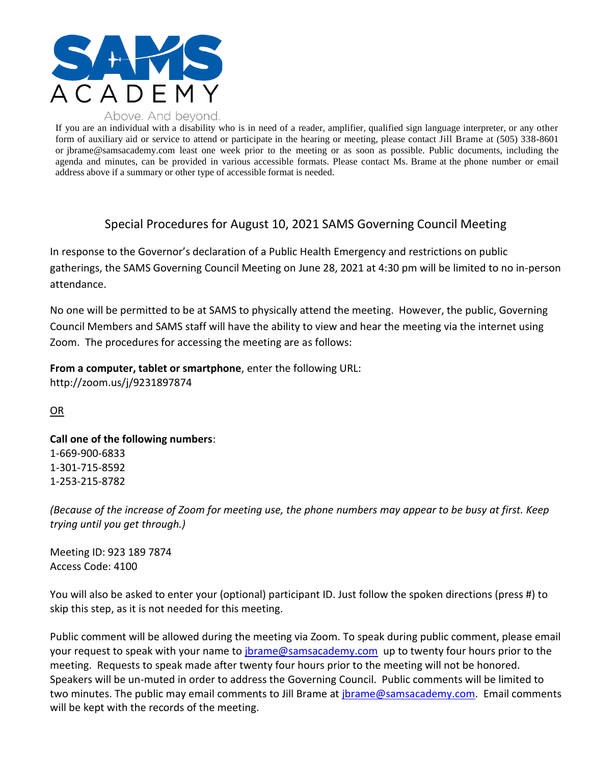# SAMS ACADEMY

Above. And beyond.

If you are an individual with a disability who is in need of a reader, amplifier, qualified sign language interpreter, or any other form of auxiliary aid or service to attend or participate in the hearing or meeting, please contact Jill Brame at (505) 338-8601 or jbrame@samsacademy.com least one week prior to the meeting or as soon as possible. Public documents, including the agenda and minutes, can be provided in various accessible formats. Please contact Ms. Brame at the phone number or email address above if a summary or other type of accessible format is needed.

## Special Procedures for August 10, 2021 SAMS Governing Council Meeting

In response to the Governor's declaration of a Public Health Emergency and restrictions on public gatherings, the SAMS Governing Council Meeting on June 28, 2021 at 4:30 pm will be limited to no in-person attendance.

No one will be permitted to be at SAMS to physically attend the meeting. However, the public, Governing Council Members and SAMS staff will have the ability to view and hear the meeting via the internet using Zoom. The procedures for accessing the meeting are as follows:

**From a computer, tablet or smartphone**, enter the following URL:
http://zoom.us/j/9231897874

OR

**Call one of the following numbers**:
1-669-900-6833
1-301-715-8592
1-253-215-8782

*(Because of the increase of Zoom for meeting use, the phone numbers may appear to be busy at first. Keep trying until you get through.)*

Meeting ID: 923 189 7874
Access Code: 4100

You will also be asked to enter your (optional) participant ID. Just follow the spoken directions (press #) to skip this step, as it is not needed for this meeting.

Public comment will be allowed during the meeting via Zoom. To speak during public comment, please email your request to speak with your name to jbrame@samsacademy.com up to twenty four hours prior to the meeting. Requests to speak made after twenty four hours prior to the meeting will not be honored. Speakers will be un-muted in order to address the Governing Council. Public comments will be limited to two minutes. The public may email comments to Jill Brame at jbrame@samsacademy.com. Email comments will be kept with the records of the meeting.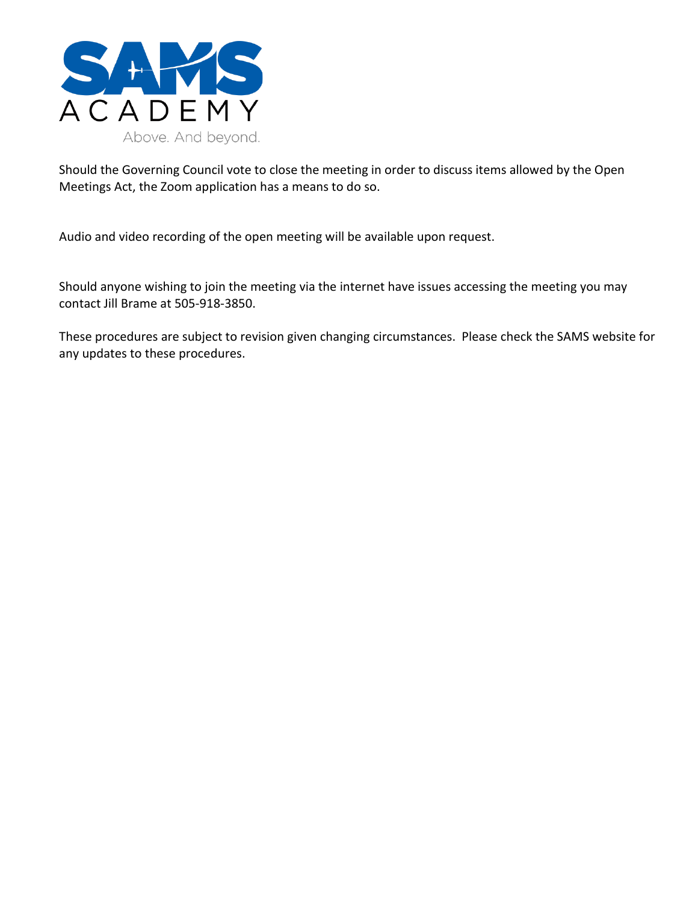Should the Governing Council vote to close the meeting in order to discuss items allowed by the Open Meetings Act, the Zoom application has a means to do so.

Audio and video recording of the open meeting will be available upon request.

Should anyone wishing to join the meeting via the internet have issues accessing the meeting you may contact Jill Brame at 505-918-3850.

These procedures are subject to revision given changing circumstances. Please check the SAMS website for any updates to these procedures.